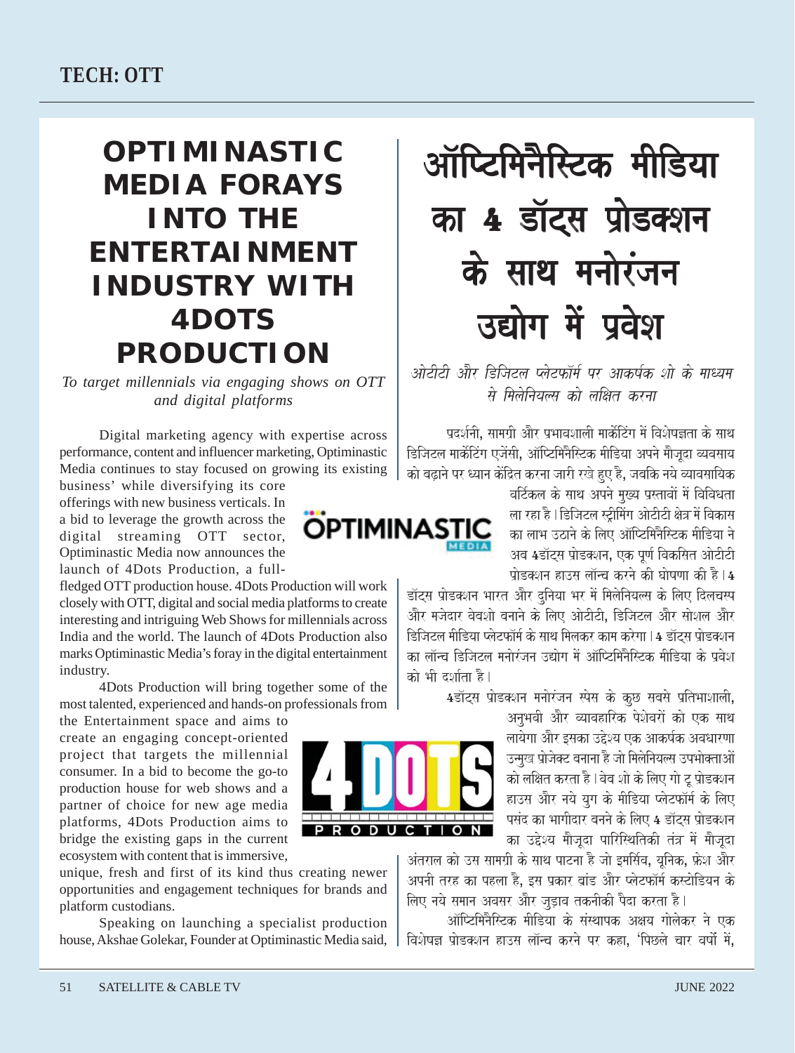TECH: OTT

# OPTIMINASTIC MEDIA FORAYS INTO THE ENTERTAINMENT INDUSTRY WITH 4DOTS PRODUCTION

*To target millennials via engaging shows on OTT and digital platforms*

Digital marketing agency with expertise across performance, content and influencer marketing, Optiminastic Media continues to stay focused on growing its existing business' while diversifying its core offerings with new business verticals. In a bid to leverage the growth across the digital streaming OTT sector, Optiminastic Media now announces the launch of 4Dots Production, a full-fledged OTT production house. 4Dots Production will work closely with OTT, digital and social media platforms to create interesting and intriguing Web Shows for millennials across India and the world. The launch of 4Dots Production also marks Optiminastic Media's foray in the digital entertainment industry.

4Dots Production will bring together some of the most talented, experienced and hands-on professionals from the Entertainment space and aims to create an engaging concept-oriented project that targets the millennial consumer. In a bid to become the go-to production house for web shows and a partner of choice for new age media platforms, 4Dots Production aims to bridge the existing gaps in the current ecosystem with content that is immersive, unique, fresh and first of its kind thus creating newer opportunities and engagement techniques for brands and platform custodians.

Speaking on launching a specialist production house, Akshae Golekar, Founder at Optiminastic Media said,

# ऑप्टिमिनैस्टिक मीडिया का 4 डॉट्स प्रोडक्शन के साथ मनोरंजन उद्योग में प्रवेश

*ओटीटी और डिजिटल प्लेटफॉर्म पर आकर्षक शो के माध्यम से मिलेनियल्स को लक्षित करना*

प्रदर्शनी, सामग्री और प्रभावशाली मार्केटिंग में विशेषज्ञता के साथ डिजिटल मार्केटिंग एजेंसी, ऑप्टिमिनैस्टिक मीडिया अपने मौजूदा व्यवसाय को बढ़ाने पर ध्यान केंद्रित करना जारी रखे हुए है, जबकि नये व्यावसायिक वर्टिकल के साथ अपने मुख्य प्रस्तावों में विविधता ला रहा है। डिजिटल स्ट्रीमिंग ओटीटी क्षेत्र में विकास का लाभ उठाने के लिए ऑप्टिमिनैस्टिक मीडिया ने अब 4डॉट्स प्रोडक्शन, एक पूर्ण विकसित ओटीटी प्रोडक्शन हाउस लॉन्च करने की घोषणा की है। 4 डॉट्स प्रोडक्शन भारत और दुनिया भर में मिलेनियल्स के लिए दिलचस्प और मजेदार वेबशो बनाने के लिए ओटीटी, डिजिटल और सोशल और डिजिटल मीडिया प्लेटफॉर्म के साथ मिलकर काम करेगा। 4 डॉट्स प्रोडक्शन का लॉन्च डिजिटल मनोरंजन उद्योग में ऑप्टिमिनैस्टिक मीडिया के प्रवेश को भी दर्शाता है।

4डॉट्स प्रोडक्शन मनोरंजन स्पेस के कुछ सबसे प्रतिभाशाली, अनुभवी और व्यावहारिक पेशेवरों को एक साथ लायेगा और इसका उद्देश्य एक आकर्षक अवधारणा उन्मुख प्रोजेक्ट बनाना है जो मिलेनियल्स उपभोक्ताओं को लक्षित करता है। वेब शो के लिए गो टू प्रोडक्शन हाउस और नये युग के मीडिया प्लेटफॉर्म के लिए पसंद का भागीदार बनने के लिए 4 डॉट्स प्रोडक्शन का उद्देश्य मौजूदा पारिस्थितिकी तंत्र में मौजूदा अंतराल को उस सामग्री के साथ पाटना है जो इमर्सिव, यूनिक, फ्रेश और अपनी तरह का पहला है, इस प्रकार ब्रांड और प्लेटफॉर्म कस्टोडियन के लिए नये समान अवसर और जुड़ाव तकनीकी पैदा करता है।

ऑप्टिमिनैस्टिक मीडिया के संस्थापक अक्षय गोलेकर ने एक विशेषज्ञ प्रोडक्शन हाउस लॉन्च करने पर कहा, 'पिछले चार वर्षों में,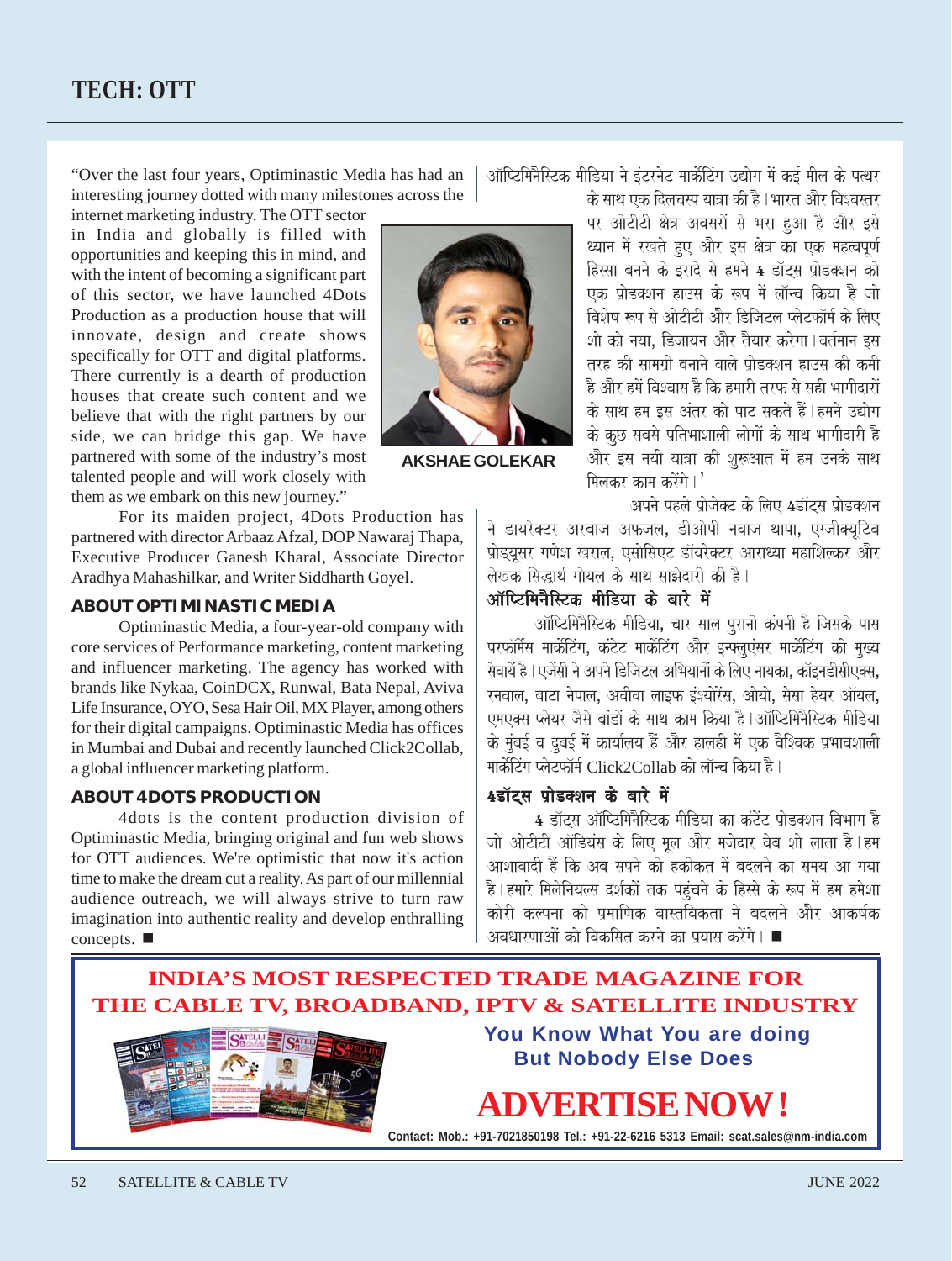# TECH: OTT

"Over the last four years, Optiminastic Media has had an interesting journey dotted with many milestones across the internet marketing industry. The OTT sector in India and globally is filled with opportunities and keeping this in mind, and with the intent of becoming a significant part of this sector, we have launched 4Dots Production as a production house that will innovate, design and create shows specifically for OTT and digital platforms. There currently is a dearth of production houses that create such content and we believe that with the right partners by our side, we can bridge this gap. We have partnered with some of the industry's most talented people and will work closely with them as we embark on this new journey."

AKSHAE GOLEKAR

For its maiden project, 4Dots Production has partnered with director Arbaaz Afzal, DOP Nawaraj Thapa, Executive Producer Ganesh Kharal, Associate Director Aradhya Mahashilkar, and Writer Siddharth Goyel.

### ABOUT OPTIMINASTIC MEDIA

Optiminastic Media, a four-year-old company with core services of Performance marketing, content marketing and influencer marketing. The agency has worked with brands like Nykaa, CoinDCX, Runwal, Bata Nepal, Aviva Life Insurance, OYO, Sesa Hair Oil, MX Player, among others for their digital campaigns. Optiminastic Media has offices in Mumbai and Dubai and recently launched Click2Collab, a global influencer marketing platform.

### ABOUT 4DOTS PRODUCTION

4dots is the content production division of Optiminastic Media, bringing original and fun web shows for OTT audiences. We're optimistic that now it's action time to make the dream cut a reality. As part of our millennial audience outreach, we will always strive to turn raw imagination into authentic reality and develop enthralling concepts. ■

ऑप्टिमिनैस्टिक मीडिया ने इंटरनेट मार्केटिंग उद्योग में कई मील के पत्थर के साथ एक दिलचस्प यात्रा की है। भारत और विश्वस्तर पर ओटीटी क्षेत्र अवसरों से भरा हुआ है और इसे ध्यान में रखते हुए और इस क्षेत्र का एक महत्वपूर्ण हिस्सा बनने के इरादे से हमने 4 डॉट्स प्रोडक्शन को एक प्रोडक्शन हाउस के रूप में लॉन्च किया है जो विशेष रूप से ओटीटी और डिजिटल प्लेटफॉर्म के लिए शो को नया, डिजायन और तैयार करेगा। वर्तमान इस तरह की सामग्री बनाने वाले प्रोडक्शन हाउस की कमी है और हमें विश्वास है कि हमारी तरफ से सही भागीदारों के साथ हम इस अंतर को पाट सकते हैं। हमने उद्योग के कुछ सबसे प्रतिभाशाली लोगों के साथ भागीदारी है और इस नयी यात्रा की शुरूआत में हम उनके साथ मिलकर काम करेंगे।'

अपने पहले प्रोजेक्ट के लिए 4डॉट्स प्रोडक्शन ने डायरेक्टर अरबाज अफजल, डीओपी नवाज थापा, एग्जीक्यूटिव प्रोड्यूसर गणेश खराल, एसोसिएट डॉयरेक्टर आराध्या महाशिल्कर और लेखक सिद्धार्थ गोयल के साथ साझेदारी की है।

### ऑप्टिमिनैस्टिक मीडिया के बारे में

ऑप्टिमिनैस्टिक मीडिया, चार साल पुरानी कंपनी है जिसके पास परफॉर्मेंस मार्केटिंग, कंटेट मार्केटिंग और इन्फ्लुएंसर मार्केटिंग की मुख्य सेवायें है। एजेंसी ने अपने डिजिटल अभियानों के लिए नायका, कॉइनडीसीएक्स, रनवाल, बाटा नेपाल, अवीवा लाइफ इंश्योरेंस, ओयो, सेसा हेयर ऑयल, एमएक्स प्लेयर जैसे ब्रांडों के साथ काम किया है। ऑप्टिमिनैस्टिक मीडिया के मुंबई व दुबई में कार्यालय हैं और हालही में एक वैश्विक प्रभावशाली मार्केटिंग प्लेटफॉर्म Click2Collab को लॉन्च किया है।

### 4डॉट्स प्रोडक्शन के बारे में

4 डॉट्स ऑप्टिमिनैस्टिक मीडिया का कंटेंट प्रोडक्शन विभाग है जो ओटीटी ऑडियंस के लिए मूल और मजेदार वेब शो लाता है। हम आशावादी हैं कि अब सपने को हकीकत में बदलने का समय आ गया है। हमारे मिलेनियल्स दर्शकों तक पहुंचने के हिस्से के रूप में हम हमेशा कोरी कल्पना को प्रमाणिक वास्तविकता में बदलने और आकर्षक अवधारणाओं को विकसित करने का प्रयास करेंगे। ■

**INDIA'S MOST RESPECTED TRADE MAGAZINE FOR THE CABLE TV, BROADBAND, IPTV & SATELLITE INDUSTRY**

**You Know What You are doing But Nobody Else Does**

**ADVERTISE NOW!**

Contact: Mob.: +91-7021850198 Tel.: +91-22-6216 5313 Email: scat.sales@nm-india.com